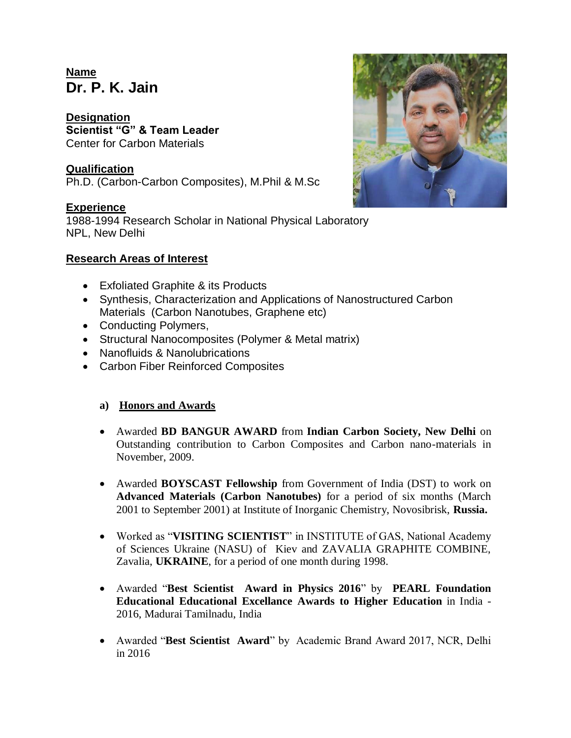**Name**

# Dr. P. K. Jain

**Designation**

**Scientist "G" & Team Leader**

Center for Carbon Materials

**Qualification**

Ph.D. (Carbon-Carbon Composites), M.Phil & M.Sc

**Experience**

1988-1994 Research Scholar in National Physical Laboratory
NPL, New Delhi

**Research Areas of Interest**

- Exfoliated Graphite & its Products
- Synthesis, Characterization and Applications of Nanostructured Carbon Materials (Carbon Nanotubes, Graphene etc)
- Conducting Polymers,
- Structural Nanocomposites (Polymer & Metal matrix)
- Nanofluids & Nanolubrications
- Carbon Fiber Reinforced Composites

**a) Honors and Awards**

- Awarded **BD BANGUR AWARD** from **Indian Carbon Society, New Delhi** on Outstanding contribution to Carbon Composites and Carbon nano-materials in November, 2009.
- Awarded **BOYSCAST Fellowship** from Government of India (DST) to work on **Advanced Materials (Carbon Nanotubes)** for a period of six months (March 2001 to September 2001) at Institute of Inorganic Chemistry, Novosibrisk, **Russia.**
- Worked as "**VISITING SCIENTIST**" in INSTITUTE of GAS, National Academy of Sciences Ukraine (NASU) of Kiev and ZAVALIA GRAPHITE COMBINE, Zavalia, **UKRAINE**, for a period of one month during 1998.
- Awarded "**Best Scientist Award in Physics 2016**" by **PEARL Foundation Educational Educational Excellance Awards to Higher Education** in India - 2016, Madurai Tamilnadu, India
- Awarded "**Best Scientist Award**" by Academic Brand Award 2017, NCR, Delhi in 2016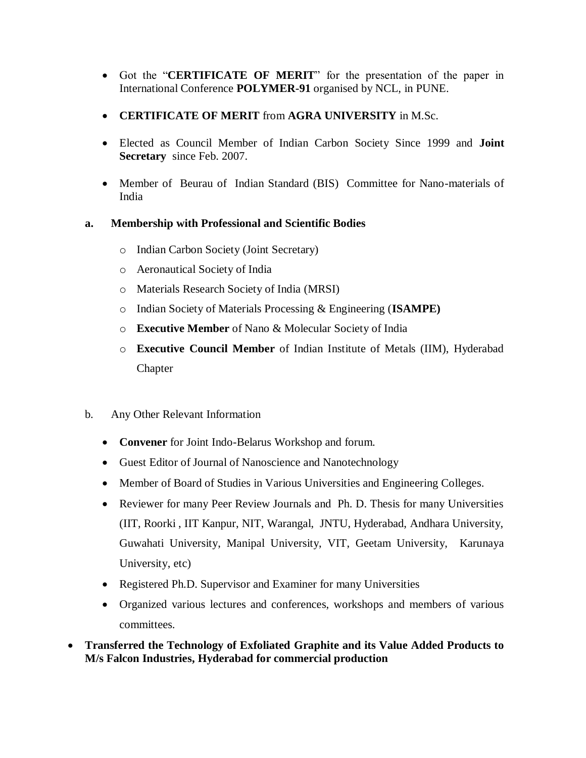- Got the "**CERTIFICATE OF MERIT**" for the presentation of the paper in International Conference **POLYMER-91** organised by NCL, in PUNE.
- **CERTIFICATE OF MERIT** from **AGRA UNIVERSITY** in M.Sc.
- Elected as Council Member of Indian Carbon Society Since 1999 and **Joint Secretary** since Feb. 2007.
- Member of Beurau of Indian Standard (BIS) Committee for Nano-materials of India

**a. Membership with Professional and Scientific Bodies**

- Indian Carbon Society (Joint Secretary)
- Aeronautical Society of India
- Materials Research Society of India (MRSI)
- Indian Society of Materials Processing & Engineering (**ISAMPE)**
- **Executive Member** of Nano & Molecular Society of India
- **Executive Council Member** of Indian Institute of Metals (IIM), Hyderabad Chapter

b. Any Other Relevant Information

- **Convener** for Joint Indo-Belarus Workshop and forum.
- Guest Editor of Journal of Nanoscience and Nanotechnology
- Member of Board of Studies in Various Universities and Engineering Colleges.
- Reviewer for many Peer Review Journals and Ph. D. Thesis for many Universities (IIT, Roorki , IIT Kanpur, NIT, Warangal, JNTU, Hyderabad, Andhara University, Guwahati University, Manipal University, VIT, Geetam University, Karunaya University, etc)
- Registered Ph.D. Supervisor and Examiner for many Universities
- Organized various lectures and conferences, workshops and members of various committees.

- **Transferred the Technology of Exfoliated Graphite and its Value Added Products to M/s Falcon Industries, Hyderabad for commercial production**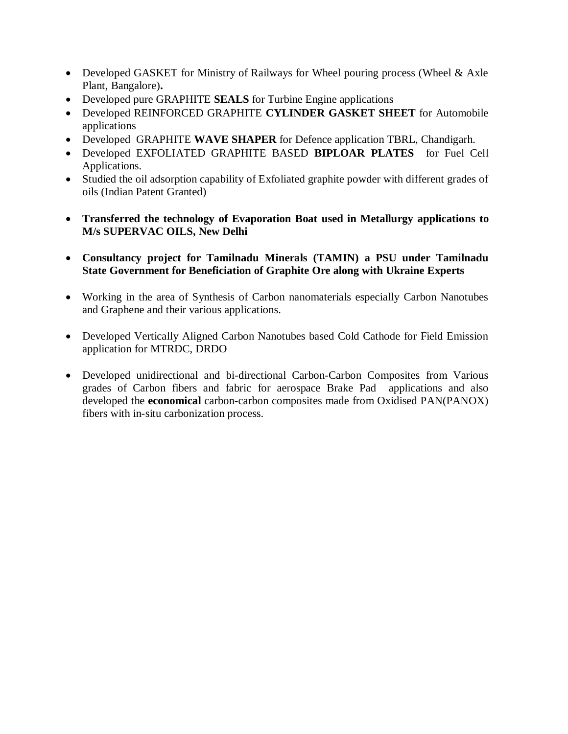- Developed GASKET for Ministry of Railways for Wheel pouring process (Wheel & Axle Plant, Bangalore)**.**
- Developed pure GRAPHITE **SEALS** for Turbine Engine applications
- Developed REINFORCED GRAPHITE **CYLINDER GASKET SHEET** for Automobile applications
- Developed GRAPHITE **WAVE SHAPER** for Defence application TBRL, Chandigarh.
- Developed EXFOLIATED GRAPHITE BASED **BIPLOAR PLATES** for Fuel Cell Applications.
- Studied the oil adsorption capability of Exfoliated graphite powder with different grades of oils (Indian Patent Granted)

- **Transferred the technology of Evaporation Boat used in Metallurgy applications to M/s SUPERVAC OILS, New Delhi**

- **Consultancy project for Tamilnadu Minerals (TAMIN) a PSU under Tamilnadu State Government for Beneficiation of Graphite Ore along with Ukraine Experts**

- Working in the area of Synthesis of Carbon nanomaterials especially Carbon Nanotubes and Graphene and their various applications.

- Developed Vertically Aligned Carbon Nanotubes based Cold Cathode for Field Emission application for MTRDC, DRDO

- Developed unidirectional and bi-directional Carbon-Carbon Composites from Various grades of Carbon fibers and fabric for aerospace Brake Pad applications and also developed the **economical** carbon-carbon composites made from Oxidised PAN(PANOX) fibers with in-situ carbonization process.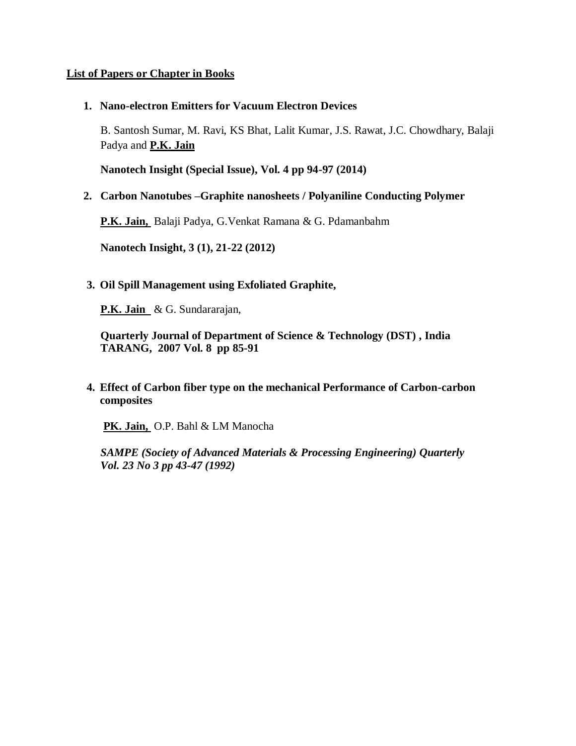**List of Papers or Chapter in Books**

1. **Nano-electron Emitters for Vacuum Electron Devices**

   B. Santosh Sumar, M. Ravi, KS Bhat, Lalit Kumar, J.S. Rawat, J.C. Chowdhary, Balaji Padya and **P.K. Jain**

   **Nanotech Insight (Special Issue), Vol. 4 pp 94-97 (2014)**

2. **Carbon Nanotubes –Graphite nanosheets / Polyaniline Conducting Polymer**

   **P.K. Jain,** Balaji Padya, G.Venkat Ramana & G. Pdamanbahm

   **Nanotech Insight, 3 (1), 21-22 (2012)**

3. **Oil Spill Management using Exfoliated Graphite,**

   **P.K. Jain** & G. Sundararajan,

   **Quarterly Journal of Department of Science & Technology (DST) , India TARANG, 2007 Vol. 8 pp 85-91**

4. **Effect of Carbon fiber type on the mechanical Performance of Carbon-carbon composites**

   **PK. Jain,** O.P. Bahl & LM Manocha

   ***SAMPE (Society of Advanced Materials & Processing Engineering) Quarterly Vol. 23 No 3 pp 43-47 (1992)***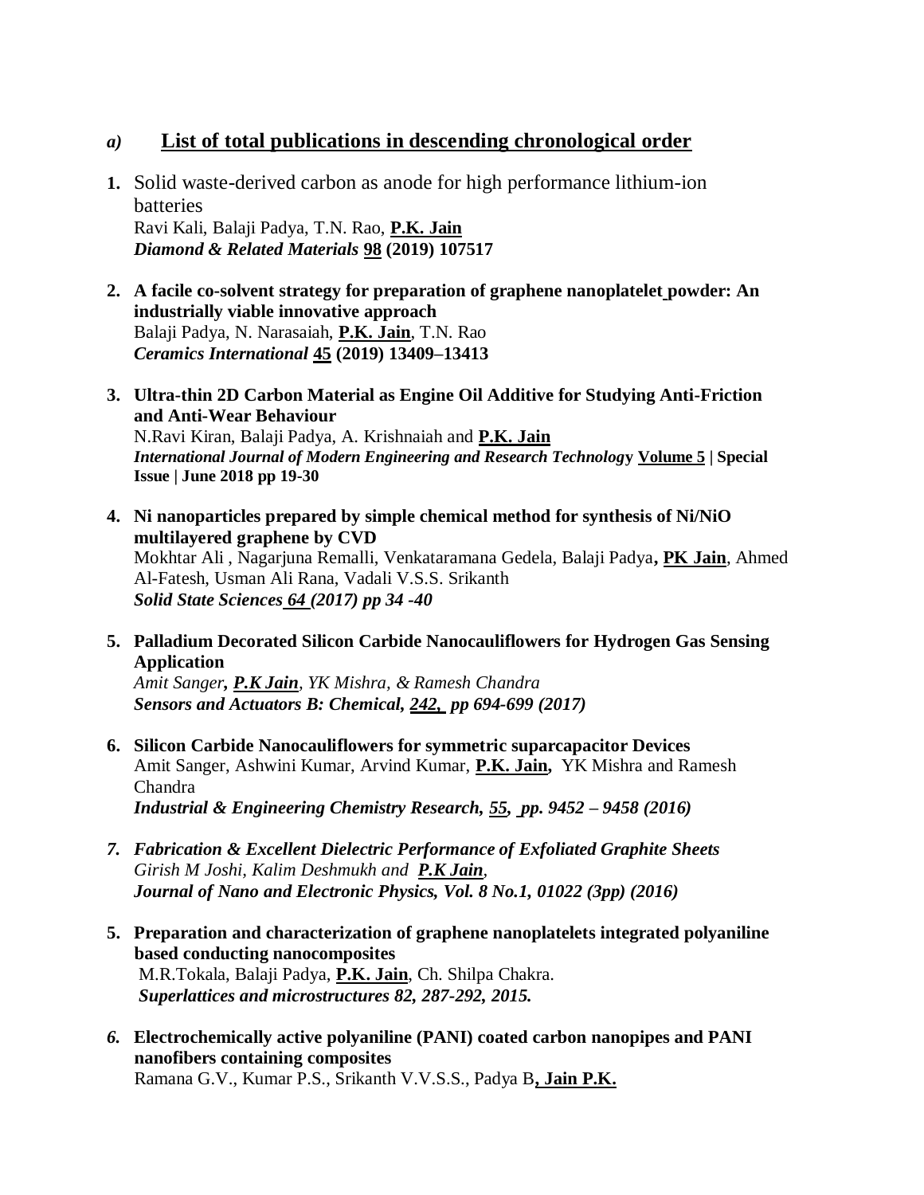## *a)* List of total publications in descending chronological order

1. Solid waste-derived carbon as anode for high performance lithium-ion batteries  
   Ravi Kali, Balaji Padya, T.N. Rao, **P.K. Jain**  
   ***Diamond & Related Materials* 98 (2019) 107517**

2. **A facile co-solvent strategy for preparation of graphene nanoplatelet powder: An industrially viable innovative approach**  
   Balaji Padya, N. Narasaiah, **P.K. Jain**, T.N. Rao  
   ***Ceramics International* 45 (2019) 13409–13413**

3. **Ultra-thin 2D Carbon Material as Engine Oil Additive for Studying Anti-Friction and Anti-Wear Behaviour**  
   N.Ravi Kiran, Balaji Padya, A. Krishnaiah and **P.K. Jain**  
   ***International Journal of Modern Engineering and Research Technology* Volume 5 | Special Issue | June 2018 pp 19-30**

4. **Ni nanoparticles prepared by simple chemical method for synthesis of Ni/NiO multilayered graphene by CVD**  
   Mokhtar Ali , Nagarjuna Remalli, Venkataramana Gedela, Balaji Padya**, PK Jain**, Ahmed Al-Fatesh, Usman Ali Rana, Vadali V.S.S. Srikanth  
   ***Solid State Sciences 64 (2017) pp 34 -40***

5. **Palladium Decorated Silicon Carbide Nanocauliflowers for Hydrogen Gas Sensing Application**  
   *Amit Sanger, **P.K Jain**, YK Mishra, & Ramesh Chandra*  
   ***Sensors and Actuators B: Chemical, 242, pp 694-699 (2017)***

6. **Silicon Carbide Nanocauliflowers for symmetric suparcapacitor Devices**  
   Amit Sanger, Ashwini Kumar, Arvind Kumar, **P.K. Jain,** YK Mishra and Ramesh Chandra  
   ***Industrial & Engineering Chemistry Research, 55, pp. 9452 – 9458 (2016)***

7. ***Fabrication & Excellent Dielectric Performance of Exfoliated Graphite Sheets***  
   *Girish M Joshi, Kalim Deshmukh and **P.K Jain**,*  
   ***Journal of Nano and Electronic Physics, Vol. 8 No.1, 01022 (3pp) (2016)***

5. **Preparation and characterization of graphene nanoplatelets integrated polyaniline based conducting nanocomposites**  
   M.R.Tokala, Balaji Padya, **P.K. Jain**, Ch. Shilpa Chakra.  
   ***Superlattices and microstructures 82, 287-292, 2015.***

6. **Electrochemically active polyaniline (PANI) coated carbon nanopipes and PANI nanofibers containing composites**  
   Ramana G.V., Kumar P.S., Srikanth V.V.S.S., Padya B**, Jain P.K.**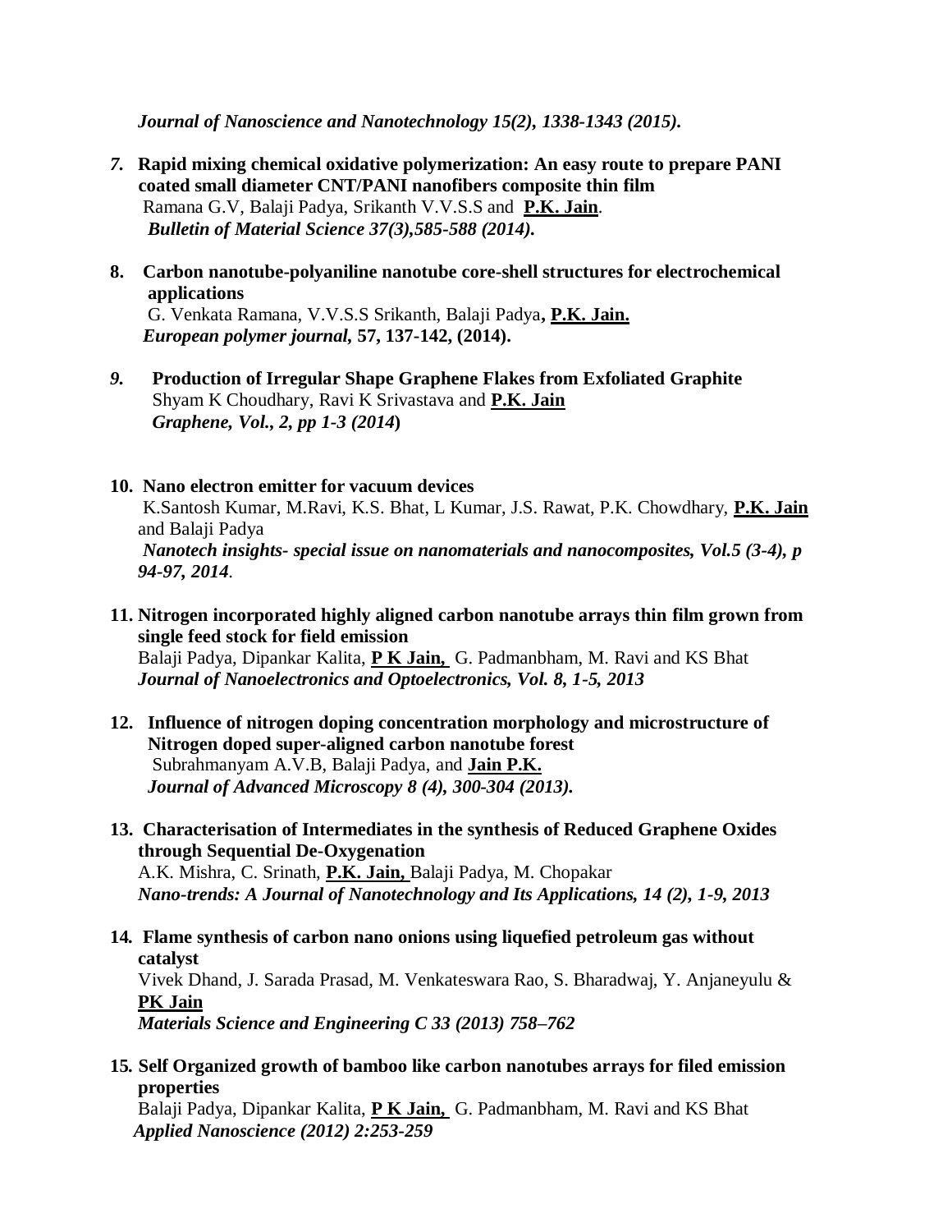*Journal of Nanoscience and Nanotechnology 15(2), 1338-1343 (2015).*

7. **Rapid mixing chemical oxidative polymerization: An easy route to prepare PANI coated small diameter CNT/PANI nanofibers composite thin film**
   Ramana G.V, Balaji Padya, Srikanth V.V.S.S and **P.K. Jain**.
   *Bulletin of Material Science 37(3),585-588 (2014).*

8. **Carbon nanotube-polyaniline nanotube core-shell structures for electrochemical applications**
   G. Venkata Ramana, V.V.S.S Srikanth, Balaji Padya**, P.K. Jain.**
   *European polymer journal,* **57, 137-142, (2014).**

9. **Production of Irregular Shape Graphene Flakes from Exfoliated Graphite**
   Shyam K Choudhary, Ravi K Srivastava and **P.K. Jain**
   *Graphene, Vol., 2, pp 1-3 (2014)*

10. **Nano electron emitter for vacuum devices**
    K.Santosh Kumar, M.Ravi, K.S. Bhat, L Kumar, J.S. Rawat, P.K. Chowdhary, **P.K. Jain** and Balaji Padya
    *Nanotech insights- special issue on nanomaterials and nanocomposites, Vol.5 (3-4), p 94-97, 2014*.

11. **Nitrogen incorporated highly aligned carbon nanotube arrays thin film grown from single feed stock for field emission**
    Balaji Padya, Dipankar Kalita, **P K Jain,** G. Padmanbham, M. Ravi and KS Bhat
    *Journal of Nanoelectronics and Optoelectronics, Vol. 8, 1-5, 2013*

12. **Influence of nitrogen doping concentration morphology and microstructure of Nitrogen doped super-aligned carbon nanotube forest**
    Subrahmanyam A.V.B, Balaji Padya, and **Jain P.K.**
    *Journal of Advanced Microscopy 8 (4), 300-304 (2013).*

13. **Characterisation of Intermediates in the synthesis of Reduced Graphene Oxides through Sequential De-Oxygenation**
    A.K. Mishra, C. Srinath, **P.K. Jain,** Balaji Padya, M. Chopakar
    *Nano-trends: A Journal of Nanotechnology and Its Applications, 14 (2), 1-9, 2013*

14. **Flame synthesis of carbon nano onions using liquefied petroleum gas without catalyst**
    Vivek Dhand, J. Sarada Prasad, M. Venkateswara Rao, S. Bharadwaj, Y. Anjaneyulu & **PK Jain**
    *Materials Science and Engineering C 33 (2013) 758–762*

15. **Self Organized growth of bamboo like carbon nanotubes arrays for filed emission properties**
    Balaji Padya, Dipankar Kalita, **P K Jain,** G. Padmanbham, M. Ravi and KS Bhat
    *Applied Nanoscience (2012) 2:253-259*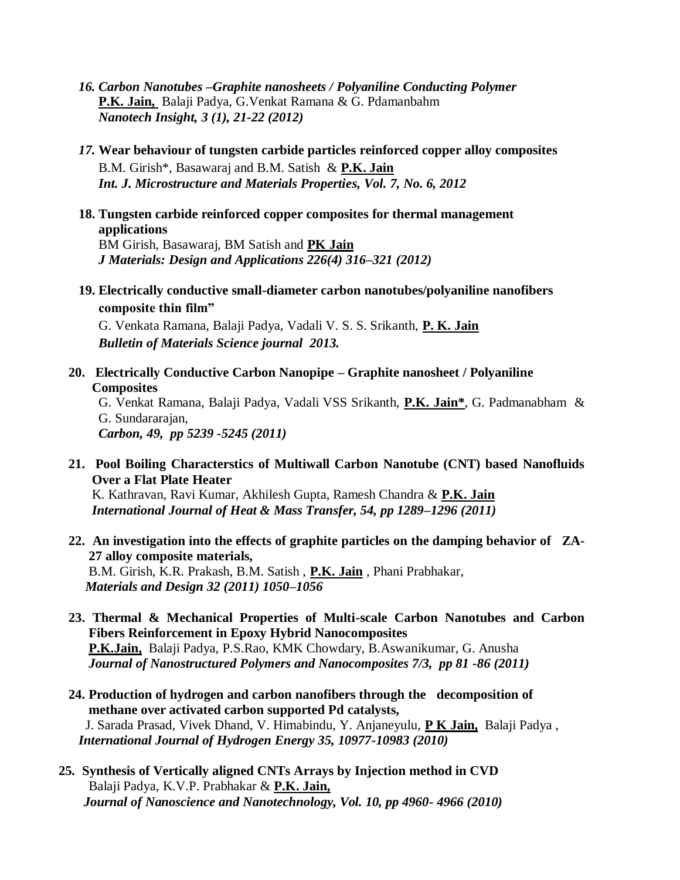16. ***Carbon Nanotubes –Graphite nanosheets / Polyaniline Conducting Polymer***
    **P.K. Jain,** Balaji Padya, G.Venkat Ramana & G. Pdamanbahm
    ***Nanotech Insight, 3 (1), 21-22 (2012)***

17. **Wear behaviour of tungsten carbide particles reinforced copper alloy composites**
    B.M. Girish*, Basawaraj and B.M. Satish & **P.K. Jain**
    ***Int. J. Microstructure and Materials Properties, Vol. 7, No. 6, 2012***

18. **Tungsten carbide reinforced copper composites for thermal management applications**
    BM Girish, Basawaraj, BM Satish and **PK Jain**
    ***J Materials: Design and Applications 226(4) 316–321 (2012)***

19. **Electrically conductive small-diameter carbon nanotubes/polyaniline nanofibers composite thin film"**
    G. Venkata Ramana, Balaji Padya, Vadali V. S. S. Srikanth, **P. K. Jain**
    ***Bulletin of Materials Science journal 2013.***

20. **Electrically Conductive Carbon Nanopipe – Graphite nanosheet / Polyaniline Composites**
    G. Venkat Ramana, Balaji Padya, Vadali VSS Srikanth, **P.K. Jain***, G. Padmanabham & G. Sundararajan,
    ***Carbon, 49, pp 5239 -5245 (2011)***

21. **Pool Boiling Characterstics of Multiwall Carbon Nanotube (CNT) based Nanofluids Over a Flat Plate Heater**
    K. Kathravan, Ravi Kumar, Akhilesh Gupta, Ramesh Chandra & **P.K. Jain**
    ***International Journal of Heat & Mass Transfer, 54, pp 1289–1296 (2011)***

22. **An investigation into the effects of graphite particles on the damping behavior of ZA-27 alloy composite materials,**
    B.M. Girish, K.R. Prakash, B.M. Satish , **P.K. Jain** , Phani Prabhakar,
    ***Materials and Design 32 (2011) 1050–1056***

23. **Thermal & Mechanical Properties of Multi-scale Carbon Nanotubes and Carbon Fibers Reinforcement in Epoxy Hybrid Nanocomposites**
    **P.K.Jain,** Balaji Padya, P.S.Rao, KMK Chowdary, B.Aswanikumar, G. Anusha
    ***Journal of Nanostructured Polymers and Nanocomposites 7/3, pp 81 -86 (2011)***

24. **Production of hydrogen and carbon nanofibers through the decomposition of methane over activated carbon supported Pd catalysts,**
    J. Sarada Prasad, Vivek Dhand, V. Himabindu, Y. Anjaneyulu, **P K Jain,** Balaji Padya ,
    ***International Journal of Hydrogen Energy 35, 10977-10983 (2010)***

25. **Synthesis of Vertically aligned CNTs Arrays by Injection method in CVD**
    Balaji Padya, K.V.P. Prabhakar & **P.K. Jain,**
    ***Journal of Nanoscience and Nanotechnology, Vol. 10, pp 4960- 4966 (2010)***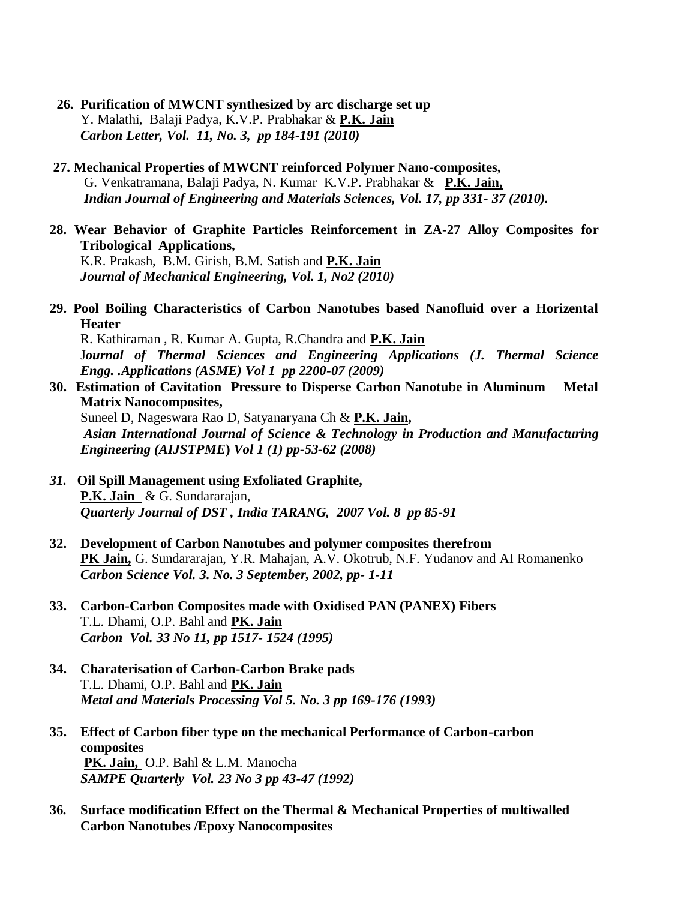26. **Purification of MWCNT synthesized by arc discharge set up**
    Y. Malathi, Balaji Padya, K.V.P. Prabhakar & **P.K. Jain**
    ***Carbon Letter, Vol. 11, No. 3, pp 184-191 (2010)***

27. **Mechanical Properties of MWCNT reinforced Polymer Nano-composites,**
    G. Venkatramana, Balaji Padya, N. Kumar K.V.P. Prabhakar & **P.K. Jain,**
    ***Indian Journal of Engineering and Materials Sciences, Vol. 17, pp 331- 37 (2010).***

28. **Wear Behavior of Graphite Particles Reinforcement in ZA-27 Alloy Composites for Tribological Applications,**
    K.R. Prakash, B.M. Girish, B.M. Satish and **P.K. Jain**
    ***Journal of Mechanical Engineering, Vol. 1, No2 (2010)***

29. **Pool Boiling Characteristics of Carbon Nanotubes based Nanofluid over a Horizental Heater**
    R. Kathiraman , R. Kumar A. Gupta, R.Chandra and **P.K. Jain**
    J***ournal of Thermal Sciences and Engineering Applications (J. Thermal Science Engg. .Applications (ASME) Vol 1 pp 2200-07 (2009)***

30. **Estimation of Cavitation Pressure to Disperse Carbon Nanotube in Aluminum Metal Matrix Nanocomposites,**
    Suneel D, Nageswara Rao D, Satyanaryana Ch & **P.K. Jain,**
    ***Asian International Journal of Science & Technology in Production and Manufacturing Engineering (AIJSTPME) Vol 1 (1) pp-53-62 (2008)***

31. **Oil Spill Management using Exfoliated Graphite,**
    **P.K. Jain** & G. Sundararajan,
    ***Quarterly Journal of DST , India TARANG, 2007 Vol. 8 pp 85-91***

32. **Development of Carbon Nanotubes and polymer composites therefrom**
    **PK Jain,** G. Sundararajan, Y.R. Mahajan, A.V. Okotrub, N.F. Yudanov and AI Romanenko
    ***Carbon Science Vol. 3. No. 3 September, 2002, pp- 1-11***

33. **Carbon-Carbon Composites made with Oxidised PAN (PANEX) Fibers**
    T.L. Dhami, O.P. Bahl and **PK. Jain**
    ***Carbon Vol. 33 No 11, pp 1517- 1524 (1995)***

34. **Charaterisation of Carbon-Carbon Brake pads**
    T.L. Dhami, O.P. Bahl and **PK. Jain**
    ***Metal and Materials Processing Vol 5. No. 3 pp 169-176 (1993)***

35. **Effect of Carbon fiber type on the mechanical Performance of Carbon-carbon composites**
    **PK. Jain,** O.P. Bahl & L.M. Manocha
    ***SAMPE Quarterly Vol. 23 No 3 pp 43-47 (1992)***

36. **Surface modification Effect on the Thermal & Mechanical Properties of multiwalled Carbon Nanotubes /Epoxy Nanocomposites**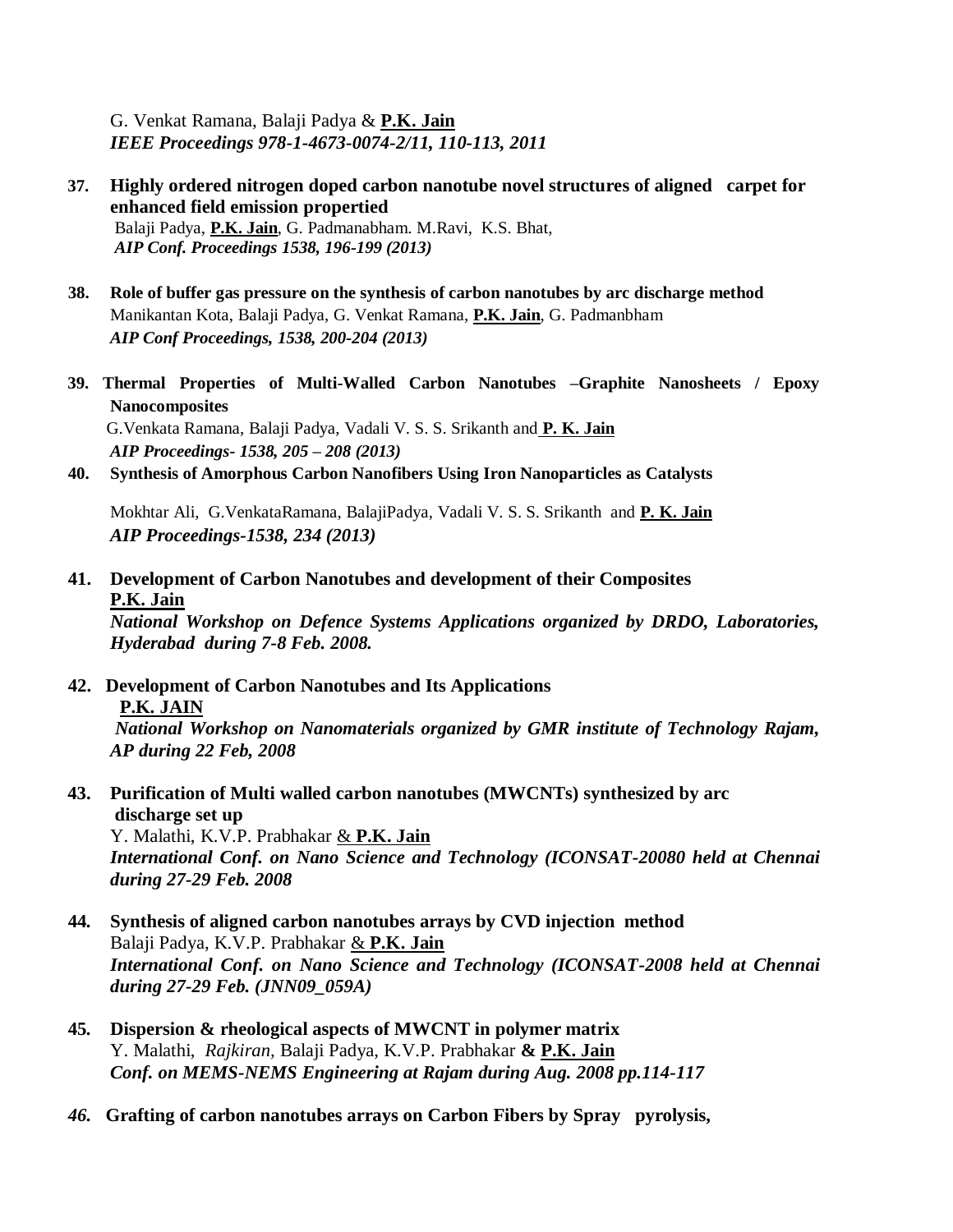G. Venkat Ramana, Balaji Padya & **P.K. Jain**
***IEEE Proceedings 978-1-4673-0074-2/11, 110-113, 2011***

37. **Highly ordered nitrogen doped carbon nanotube novel structures of aligned carpet for enhanced field emission propertied**
 Balaji Padya, **P.K. Jain**, G. Padmanabham. M.Ravi, K.S. Bhat,
 ***AIP Conf. Proceedings 1538, 196-199 (2013)***

38. **Role of buffer gas pressure on the synthesis of carbon nanotubes by arc discharge method**
 Manikantan Kota, Balaji Padya, G. Venkat Ramana, **P.K. Jain**, G. Padmanbham
 ***AIP Conf Proceedings, 1538, 200-204 (2013)***

39. **Thermal Properties of Multi-Walled Carbon Nanotubes –Graphite Nanosheets / Epoxy Nanocomposites**
 G.Venkata Ramana, Balaji Padya, Vadali V. S. S. Srikanth and **P. K. Jain**
 ***AIP Proceedings- 1538, 205 – 208 (2013)***

40. **Synthesis of Amorphous Carbon Nanofibers Using Iron Nanoparticles as Catalysts**
 Mokhtar Ali, G.VenkataRamana, BalajiPadya, Vadali V. S. S. Srikanth and **P. K. Jain**
 ***AIP Proceedings-1538, 234 (2013)***

41. **Development of Carbon Nanotubes and development of their Composites**
 **P.K. Jain**
 ***National Workshop on Defence Systems Applications organized by DRDO, Laboratories, Hyderabad during 7-8 Feb. 2008.***

42. **Development of Carbon Nanotubes and Its Applications**
 **P.K. JAIN**
 ***National Workshop on Nanomaterials organized by GMR institute of Technology Rajam, AP during 22 Feb, 2008***

43. **Purification of Multi walled carbon nanotubes (MWCNTs) synthesized by arc discharge set up**
 Y. Malathi, K.V.P. Prabhakar & **P.K. Jain**
 ***International Conf. on Nano Science and Technology (ICONSAT-20080 held at Chennai during 27-29 Feb. 2008***

44. **Synthesis of aligned carbon nanotubes arrays by CVD injection method**
 Balaji Padya, K.V.P. Prabhakar & **P.K. Jain**
 ***International Conf. on Nano Science and Technology (ICONSAT-2008 held at Chennai during 27-29 Feb. (JNN09_059A)***

45. **Dispersion & rheological aspects of MWCNT in polymer matrix**
 Y. Malathi, *Rajkiran,* Balaji Padya, K.V.P. Prabhakar **& P.K. Jain**
 ***Conf. on MEMS-NEMS Engineering at Rajam during Aug. 2008 pp.114-117***

46. **Grafting of carbon nanotubes arrays on Carbon Fibers by Spray pyrolysis,**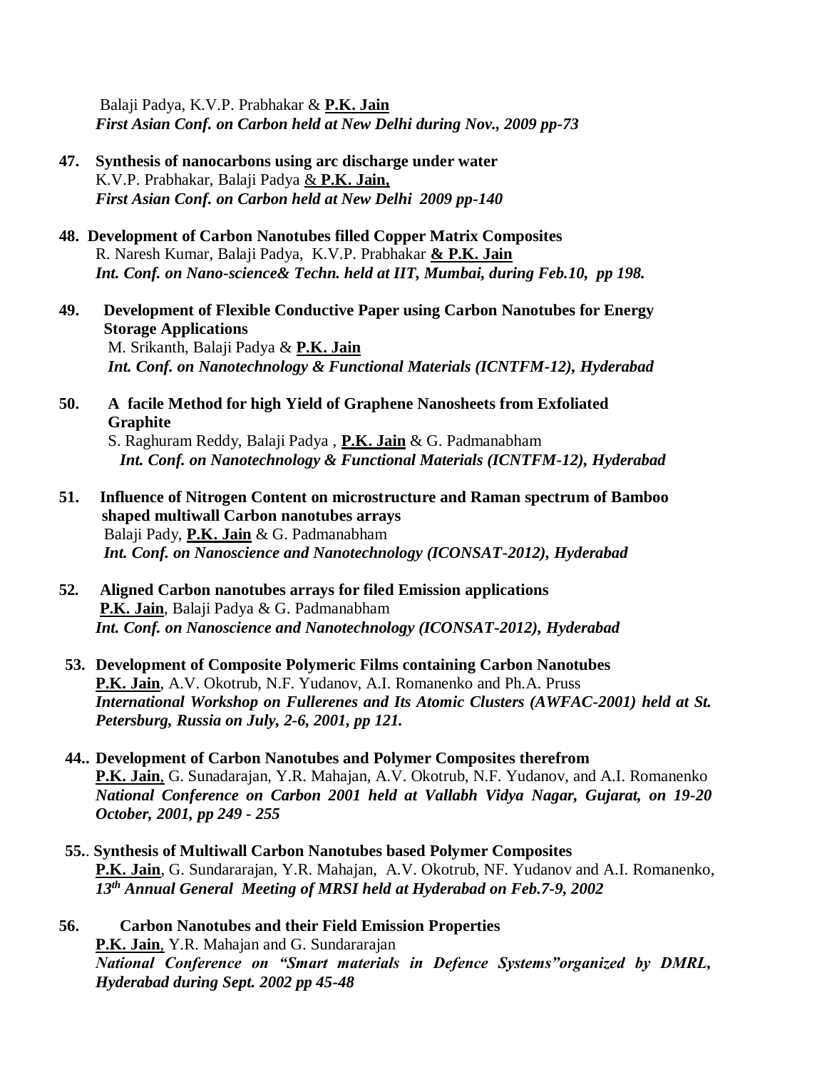Balaji Padya, K.V.P. Prabhakar & **P.K. Jain**
***First Asian Conf. on Carbon held at New Delhi during Nov., 2009 pp-73***

**47. Synthesis of nanocarbons using arc discharge under water**
K.V.P. Prabhakar, Balaji Padya & **P.K. Jain,**
***First Asian Conf. on Carbon held at New Delhi 2009 pp-140***

**48. Development of Carbon Nanotubes filled Copper Matrix Composites**
R. Naresh Kumar, Balaji Padya, K.V.P. Prabhakar **& P.K. Jain**
***Int. Conf. on Nano-science& Techn. held at IIT, Mumbai, during Feb.10, pp 198.***

**49. Development of Flexible Conductive Paper using Carbon Nanotubes for Energy Storage Applications**
M. Srikanth, Balaji Padya & **P.K. Jain**
***Int. Conf. on Nanotechnology & Functional Materials (ICNTFM-12), Hyderabad***

**50. A facile Method for high Yield of Graphene Nanosheets from Exfoliated Graphite**
S. Raghuram Reddy, Balaji Padya , **P.K. Jain** & G. Padmanabham
***Int. Conf. on Nanotechnology & Functional Materials (ICNTFM-12), Hyderabad***

**51. Influence of Nitrogen Content on microstructure and Raman spectrum of Bamboo shaped multiwall Carbon nanotubes arrays**
Balaji Pady, **P.K. Jain** & G. Padmanabham
***Int. Conf. on Nanoscience and Nanotechnology (ICONSAT-2012), Hyderabad***

**52. Aligned Carbon nanotubes arrays for filed Emission applications**
**P.K. Jain**, Balaji Padya & G. Padmanabham
***Int. Conf. on Nanoscience and Nanotechnology (ICONSAT-2012), Hyderabad***

**53. Development of Composite Polymeric Films containing Carbon Nanotubes**
**P.K. Jain**, A.V. Okotrub, N.F. Yudanov, A.I. Romanenko and Ph.A. Pruss
***International Workshop on Fullerenes and Its Atomic Clusters (AWFAC-2001) held at St. Petersburg, Russia on July, 2-6, 2001, pp 121.***

**44.. Development of Carbon Nanotubes and Polymer Composites therefrom**
**P.K. Jain**, G. Sunadarajan, Y.R. Mahajan, A.V. Okotrub, N.F. Yudanov, and A.I. Romanenko
***National Conference on Carbon 2001 held at Vallabh Vidya Nagar, Gujarat, on 19-20 October, 2001, pp 249 - 255***

**55.. Synthesis of Multiwall Carbon Nanotubes based Polymer Composites**
**P.K. Jain**, G. Sundararajan, Y.R. Mahajan, A.V. Okotrub, NF. Yudanov and A.I. Romanenko,
***13th Annual General Meeting of MRSI held at Hyderabad on Feb.7-9, 2002***

**56. Carbon Nanotubes and their Field Emission Properties**
**P.K. Jain**, Y.R. Mahajan and G. Sundararajan
***National Conference on "Smart materials in Defence Systems"organized by DMRL, Hyderabad during Sept. 2002 pp 45-48***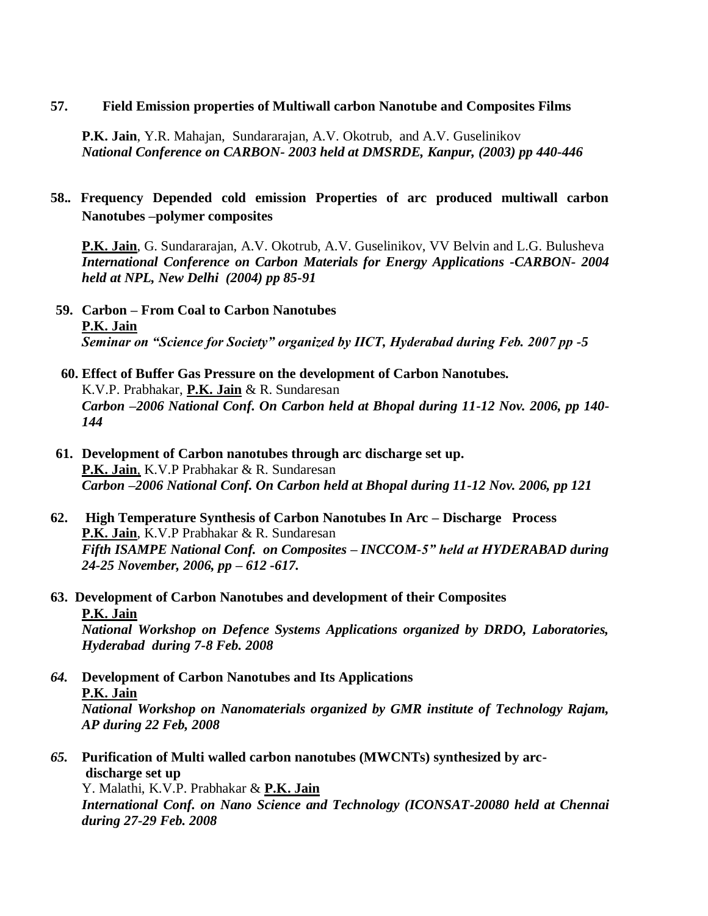**57. Field Emission properties of Multiwall carbon Nanotube and Composites Films**

**P.K. Jain**, Y.R. Mahajan, Sundararajan, A.V. Okotrub, and A.V. Guselinikov
***National Conference on CARBON- 2003 held at DMSRDE, Kanpur, (2003) pp 440-446***

**58.. Frequency Depended cold emission Properties of arc produced multiwall carbon Nanotubes –polymer composites**

**P.K. Jain**, G. Sundararajan, A.V. Okotrub, A.V. Guselinikov, VV Belvin and L.G. Bulusheva
***International Conference on Carbon Materials for Energy Applications -CARBON- 2004 held at NPL, New Delhi (2004) pp 85-91***

**59. Carbon – From Coal to Carbon Nanotubes**
**P.K. Jain**
***Seminar on "Science for Society" organized by IICT, Hyderabad during Feb. 2007 pp -5***

**60. Effect of Buffer Gas Pressure on the development of Carbon Nanotubes.**
K.V.P. Prabhakar, **P.K. Jain** & R. Sundaresan
***Carbon –2006 National Conf. On Carbon held at Bhopal during 11-12 Nov. 2006, pp 140-144***

**61. Development of Carbon nanotubes through arc discharge set up.**
**P.K. Jain**, K.V.P Prabhakar & R. Sundaresan
***Carbon –2006 National Conf. On Carbon held at Bhopal during 11-12 Nov. 2006, pp 121***

**62. High Temperature Synthesis of Carbon Nanotubes In Arc – Discharge Process**
**P.K. Jain**, K.V.P Prabhakar & R. Sundaresan
***Fifth ISAMPE National Conf. on Composites – INCCOM-5" held at HYDERABAD during 24-25 November, 2006, pp – 612 -617.***

**63. Development of Carbon Nanotubes and development of their Composites**
**P.K. Jain**
***National Workshop on Defence Systems Applications organized by DRDO, Laboratories, Hyderabad during 7-8 Feb. 2008***

***64.*** **Development of Carbon Nanotubes and Its Applications**
**P.K. Jain**
***National Workshop on Nanomaterials organized by GMR institute of Technology Rajam, AP during 22 Feb, 2008***

***65.*** **Purification of Multi walled carbon nanotubes (MWCNTs) synthesized by arc-discharge set up**
Y. Malathi, K.V.P. Prabhakar & **P.K. Jain**
***International Conf. on Nano Science and Technology (ICONSAT-20080 held at Chennai during 27-29 Feb. 2008***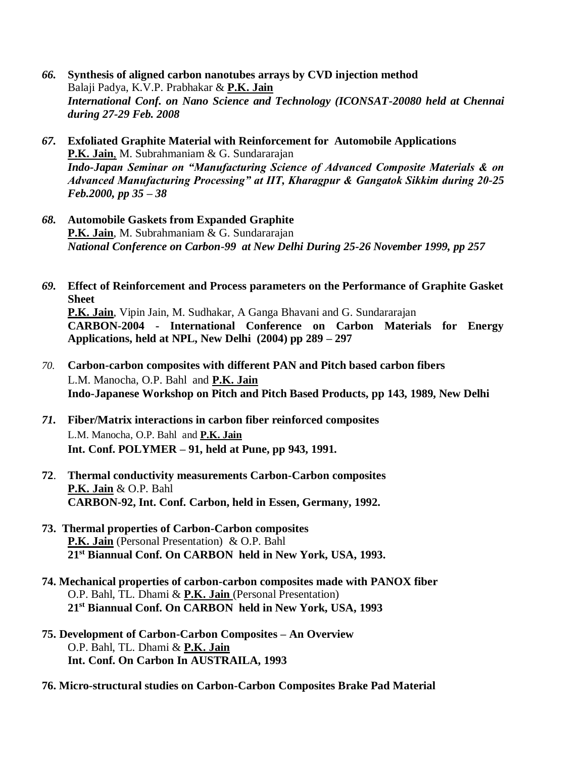66. **Synthesis of aligned carbon nanotubes arrays by CVD injection method**
    Balaji Padya, K.V.P. Prabhakar & **P.K. Jain**
    ***International Conf. on Nano Science and Technology (ICONSAT-20080 held at Chennai during 27-29 Feb. 2008***

67. **Exfoliated Graphite Material with Reinforcement for Automobile Applications**
    **P.K. Jain**, M. Subrahmaniam & G. Sundararajan
    ***Indo-Japan Seminar on "Manufacturing Science of Advanced Composite Materials & on Advanced Manufacturing Processing" at IIT, Kharagpur & Gangatok Sikkim during 20-25 Feb.2000, pp 35 – 38***

68. **Automobile Gaskets from Expanded Graphite**
    **P.K. Jain**, M. Subrahmaniam & G. Sundararajan
    ***National Conference on Carbon-99 at New Delhi During 25-26 November 1999, pp 257***

69. **Effect of Reinforcement and Process parameters on the Performance of Graphite Gasket Sheet**
    **P.K. Jain**, Vipin Jain, M. Sudhakar, A Ganga Bhavani and G. Sundararajan
    **CARBON-2004 - International Conference on Carbon Materials for Energy Applications, held at NPL, New Delhi (2004) pp 289 – 297**

70. **Carbon-carbon composites with different PAN and Pitch based carbon fibers**
    L.M. Manocha, O.P. Bahl and **P.K. Jain**
    **Indo-Japanese Workshop on Pitch and Pitch Based Products, pp 143, 1989, New Delhi**

71. **Fiber/Matrix interactions in carbon fiber reinforced composites**
    L.M. Manocha, O.P. Bahl and **P.K. Jain**
    **Int. Conf. POLYMER – 91, held at Pune, pp 943, 1991.**

72. **Thermal conductivity measurements Carbon-Carbon composites**
    **P.K. Jain** & O.P. Bahl
    **CARBON-92, Int. Conf. Carbon, held in Essen, Germany, 1992.**

73. **Thermal properties of Carbon-Carbon composites**
    **P.K. Jain** (Personal Presentation) & O.P. Bahl
    **21st Biannual Conf. On CARBON held in New York, USA, 1993.**

74. **Mechanical properties of carbon-carbon composites made with PANOX fiber**
    O.P. Bahl, TL. Dhami & **P.K. Jain** (Personal Presentation)
    **21st Biannual Conf. On CARBON held in New York, USA, 1993**

75. **Development of Carbon-Carbon Composites – An Overview**
    O.P. Bahl, TL. Dhami & **P.K. Jain**
    **Int. Conf. On Carbon In AUSTRAILA, 1993**

76. **Micro-structural studies on Carbon-Carbon Composites Brake Pad Material**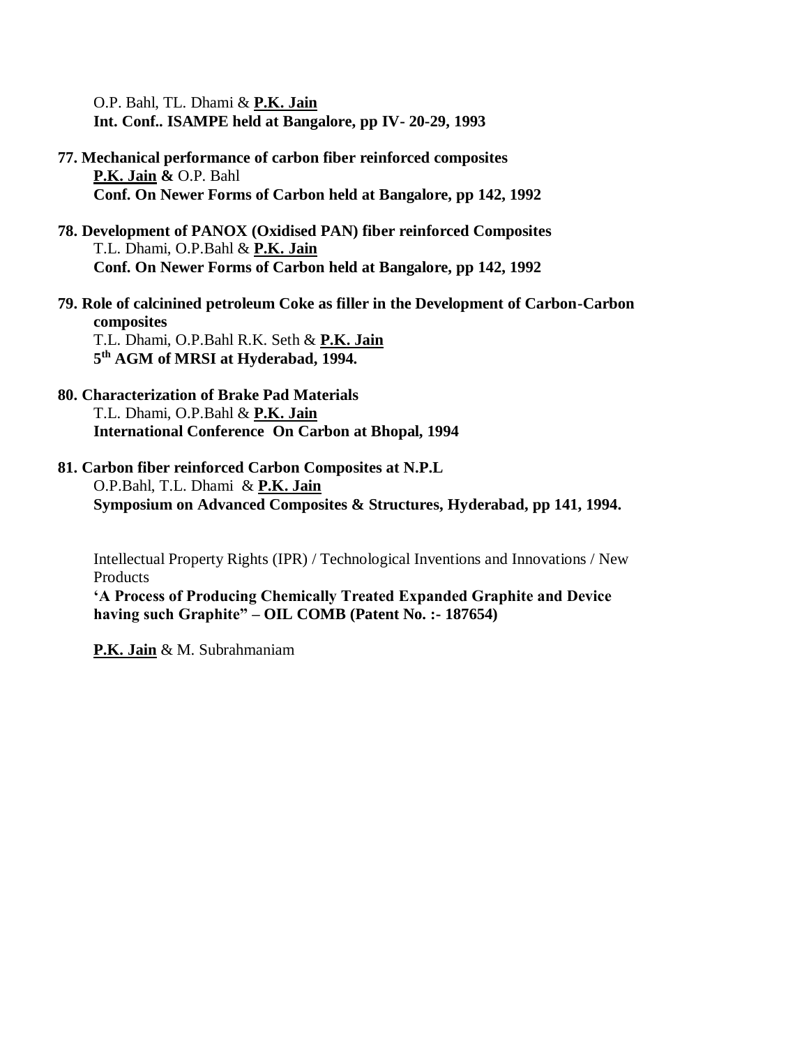O.P. Bahl, TL. Dhami & **P.K. Jain**
**Int. Conf.. ISAMPE held at Bangalore, pp IV- 20-29, 1993**

**77. Mechanical performance of carbon fiber reinforced composites**
**P.K. Jain** **&** O.P. Bahl
**Conf. On Newer Forms of Carbon held at Bangalore, pp 142, 1992**

**78. Development of PANOX (Oxidised PAN) fiber reinforced Composites**
T.L. Dhami, O.P.Bahl & **P.K. Jain**
**Conf. On Newer Forms of Carbon held at Bangalore, pp 142, 1992**

**79. Role of calcinined petroleum Coke as filler in the Development of Carbon-Carbon composites**
T.L. Dhami, O.P.Bahl R.K. Seth & **P.K. Jain**
**5th AGM of MRSI at Hyderabad, 1994.**

**80. Characterization of Brake Pad Materials**
T.L. Dhami, O.P.Bahl & **P.K. Jain**
**International Conference On Carbon at Bhopal, 1994**

**81. Carbon fiber reinforced Carbon Composites at N.P.L**
O.P.Bahl, T.L. Dhami & **P.K. Jain**
**Symposium on Advanced Composites & Structures, Hyderabad, pp 141, 1994.**

Intellectual Property Rights (IPR) / Technological Inventions and Innovations / New Products

**'A Process of Producing Chemically Treated Expanded Graphite and Device having such Graphite" – OIL COMB (Patent No. :- 187654)**

**P.K. Jain** & M. Subrahmaniam